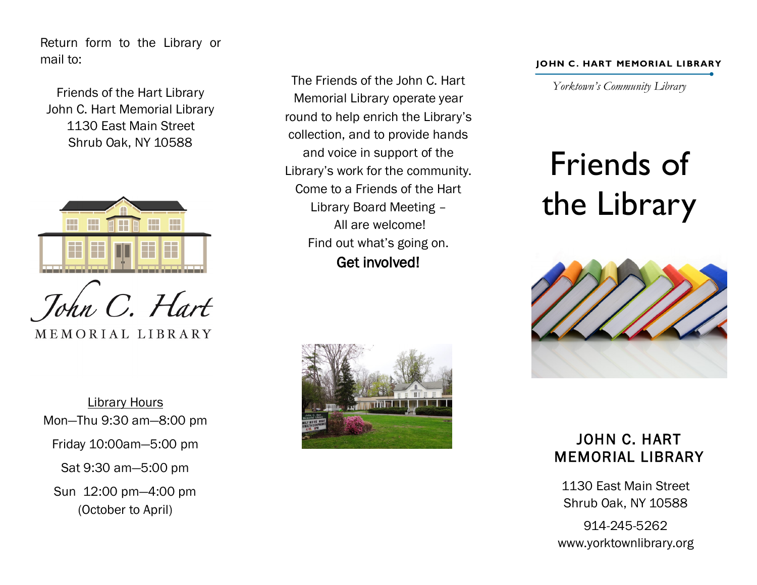Return form to the Library or mail to:

Friends of the Hart Library
John C. Hart Memorial Library
1130 East Main Street
Shrub Oak, NY 10588

*John C. Hart*
MEMORIAL LIBRARY

Library Hours
Mon—Thu 9:30 am—8:00 pm
Friday 10:00am—5:00 pm
Sat 9:30 am—5:00 pm
Sun 12:00 pm—4:00 pm
(October to April)

The Friends of the John C. Hart Memorial Library operate year round to help enrich the Library's collection, and to provide hands and voice in support of the Library's work for the community. Come to a Friends of the Hart Library Board Meeting – All are welcome!
Find out what's going on.
**Get involved!**

JOHN C. HART MEMORIAL LIBRARY
*Yorktown's Community Library*

# Friends of the Library

## JOHN C. HART MEMORIAL LIBRARY

1130 East Main Street
Shrub Oak, NY 10588

914-245-5262
www.yorktownlibrary.org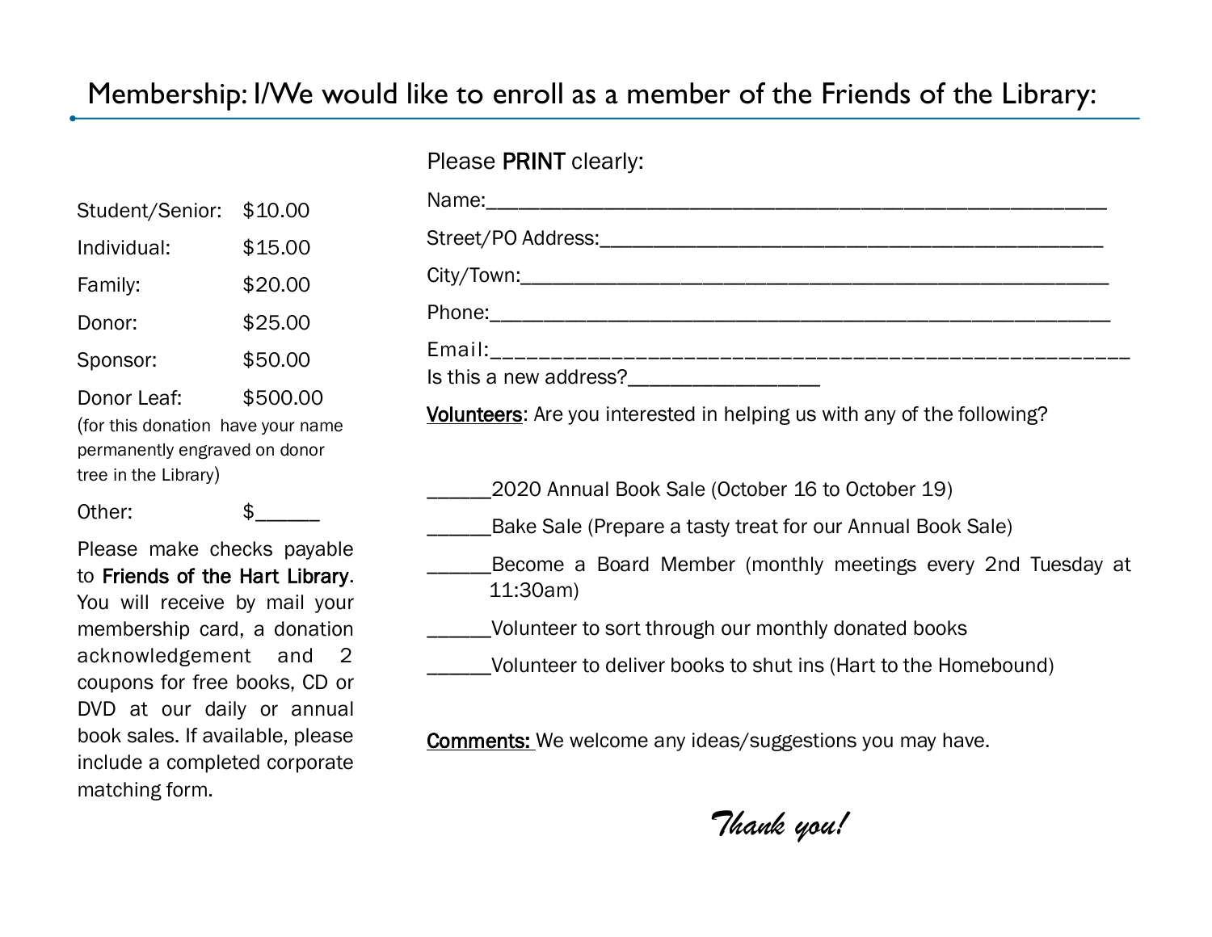## Membership: I/We would like to enroll as a member of the Friends of the Library:

| | |
|---|---|
| Student/Senior: | $10.00 |
| Individual: | $15.00 |
| Family: | $20.00 |
| Donor: | $25.00 |
| Sponsor: | $50.00 |
| Donor Leaf: | $500.00 |

(for this donation have your name permanently engraved on donor tree in the Library)

Other: $______

Please make checks payable to **Friends of the Hart Library**. You will receive by mail your membership card, a donation acknowledgement and 2 coupons for free books, CD or DVD at our daily or annual book sales. If available, please include a completed corporate matching form.

Please **PRINT** clearly:

Name:____________________________________________________

Street/PO Address:_____________________________________________

City/Town:_________________________________________________

Phone:____________________________________________________

Email:____________________________________________________

Is this a new address?_________________

**Volunteers**: Are you interested in helping us with any of the following?

______2020 Annual Book Sale (October 16 to October 19)

______Bake Sale (Prepare a tasty treat for our Annual Book Sale)

______Become a Board Member (monthly meetings every 2nd Tuesday at 11:30am)

______Volunteer to sort through our monthly donated books

______Volunteer to deliver books to shut ins (Hart to the Homebound)

**Comments:** We welcome any ideas/suggestions you may have.

*Thank you!*